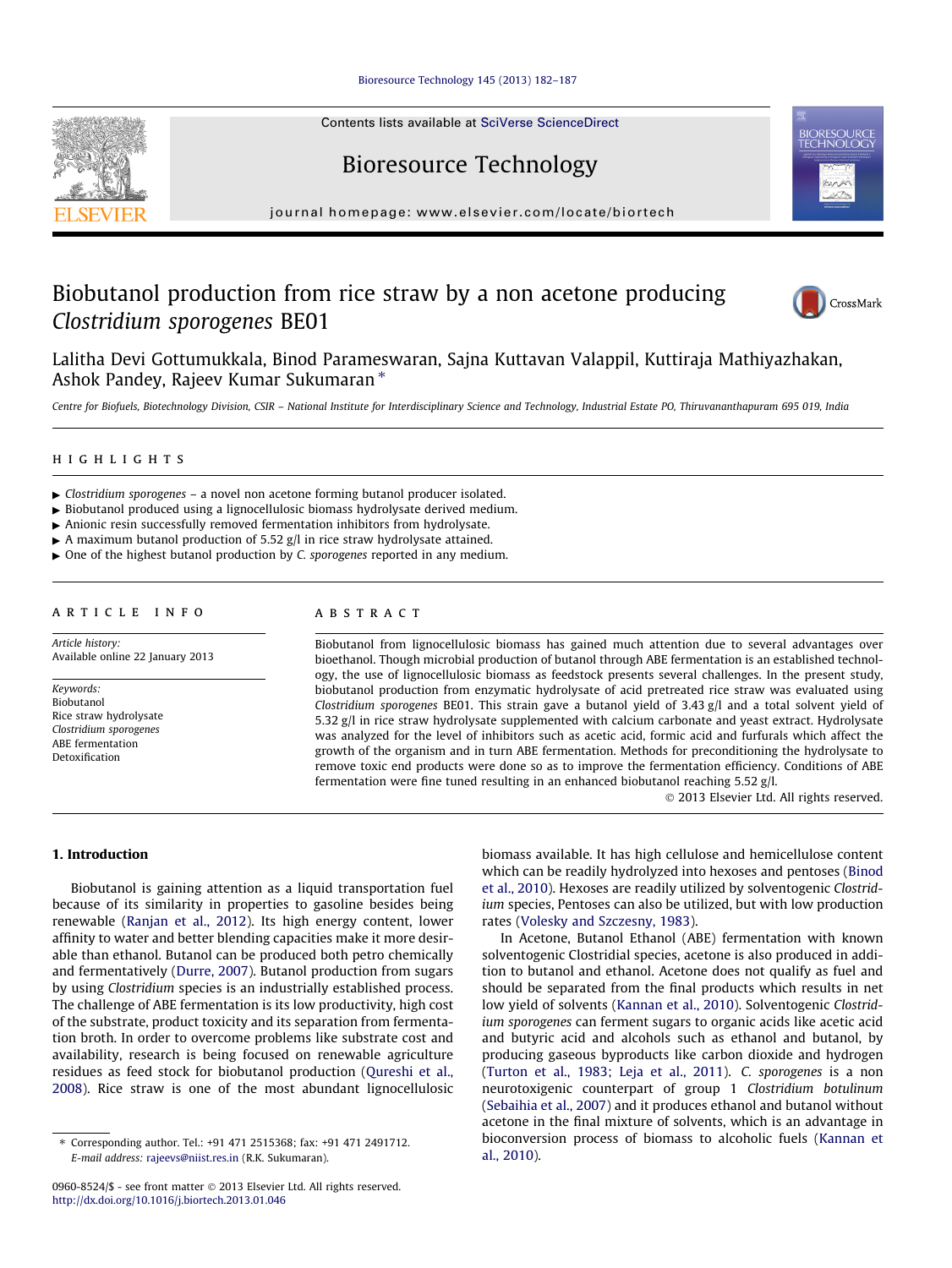Contents lists available at SciVerse ScienceDirect

# Bioresource Technology

journal homepage: www.elsevier.com/locate/biortech

# Biobutanol production from rice straw by a non acetone producing *Clostridium sporogenes* BE01

Lalitha Devi Gottumukkala, Binod Parameswaran, Sajna Kuttavan Valappil, Kuttiraja Mathiyazhakan, Ashok Pandey, Rajeev Kumar Sukumaran *

*Centre for Biofuels, Biotechnology Division, CSIR – National Institute for Interdisciplinary Science and Technology, Industrial Estate PO, Thiruvananthapuram 695 019, India*

## HIGHLIGHTS

- *Clostridium sporogenes* – a novel non acetone forming butanol producer isolated.
- Biobutanol produced using a lignocellulosic biomass hydrolysate derived medium.
- Anionic resin successfully removed fermentation inhibitors from hydrolysate.
- A maximum butanol production of 5.52 g/l in rice straw hydrolysate attained.
- One of the highest butanol production by *C. sporogenes* reported in any medium.

## ARTICLE INFO

*Article history:*
Available online 22 January 2013

*Keywords:*
Biobutanol
Rice straw hydrolysate
*Clostridium sporogenes*
ABE fermentation
Detoxification

## ABSTRACT

Biobutanol from lignocellulosic biomass has gained much attention due to several advantages over bioethanol. Though microbial production of butanol through ABE fermentation is an established technology, the use of lignocellulosic biomass as feedstock presents several challenges. In the present study, biobutanol production from enzymatic hydrolysate of acid pretreated rice straw was evaluated using *Clostridium sporogenes* BE01. This strain gave a butanol yield of 3.43 g/l and a total solvent yield of 5.32 g/l in rice straw hydrolysate supplemented with calcium carbonate and yeast extract. Hydrolysate was analyzed for the level of inhibitors such as acetic acid, formic acid and furfurals which affect the growth of the organism and in turn ABE fermentation. Methods for preconditioning the hydrolysate to remove toxic end products were done so as to improve the fermentation efficiency. Conditions of ABE fermentation were fine tuned resulting in an enhanced biobutanol reaching 5.52 g/l.

© 2013 Elsevier Ltd. All rights reserved.

## 1. Introduction

Biobutanol is gaining attention as a liquid transportation fuel because of its similarity in properties to gasoline besides being renewable (Ranjan et al., 2012). Its high energy content, lower affinity to water and better blending capacities make it more desirable than ethanol. Butanol can be produced both petro chemically and fermentatively (Durre, 2007). Butanol production from sugars by using *Clostridium* species is an industrially established process. The challenge of ABE fermentation is its low productivity, high cost of the substrate, product toxicity and its separation from fermentation broth. In order to overcome problems like substrate cost and availability, research is being focused on renewable agriculture residues as feed stock for biobutanol production (Qureshi et al., 2008). Rice straw is one of the most abundant lignocellulosic biomass available. It has high cellulose and hemicellulose content which can be readily hydrolyzed into hexoses and pentoses (Binod et al., 2010). Hexoses are readily utilized by solventogenic *Clostridium* species, Pentoses can also be utilized, but with low production rates (Volesky and Szczesny, 1983).

In Acetone, Butanol Ethanol (ABE) fermentation with known solventogenic Clostridial species, acetone is also produced in addition to butanol and ethanol. Acetone does not qualify as fuel and should be separated from the final products which results in net low yield of solvents (Kannan et al., 2010). Solventogenic *Clostridium sporogenes* can ferment sugars to organic acids like acetic acid and butyric acid and alcohols such as ethanol and butanol, by producing gaseous byproducts like carbon dioxide and hydrogen (Turton et al., 1983; Leja et al., 2011). *C. sporogenes* is a non neurotoxigenic counterpart of group 1 *Clostridium botulinum* (Sebaihia et al., 2007) and it produces ethanol and butanol without acetone in the final mixture of solvents, which is an advantage in bioconversion process of biomass to alcoholic fuels (Kannan et al., 2010).

---

* Corresponding author. Tel.: +91 471 2515368; fax: +91 471 2491712.
*E-mail address:* rajeevs@niist.res.in (R.K. Sukumaran).

0960-8524/$ - see front matter © 2013 Elsevier Ltd. All rights reserved.
http://dx.doi.org/10.1016/j.biortech.2013.01.046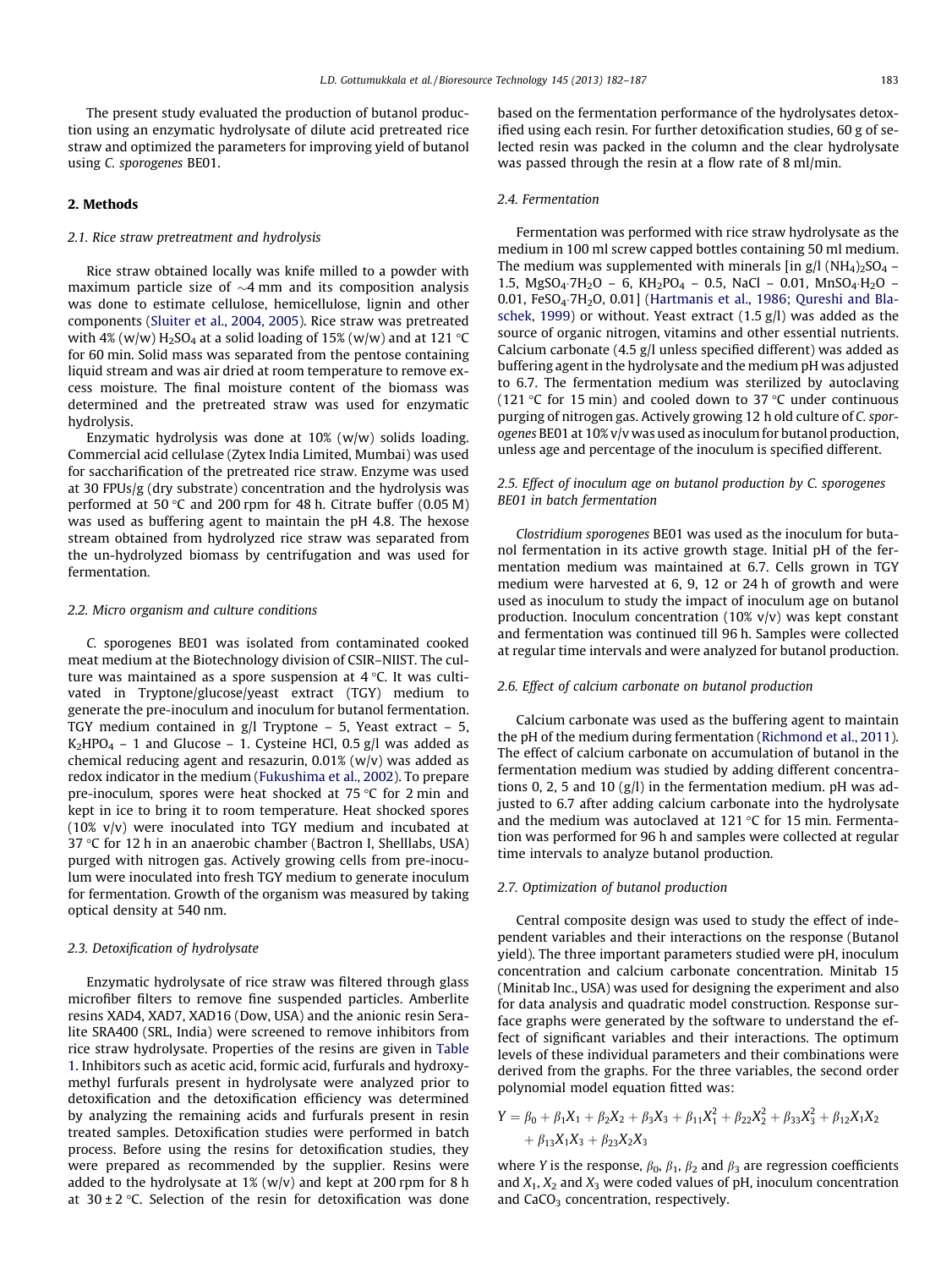The present study evaluated the production of butanol production using an enzymatic hydrolysate of dilute acid pretreated rice straw and optimized the parameters for improving yield of butanol using *C. sporogenes* BE01.

## 2. Methods

### 2.1. Rice straw pretreatment and hydrolysis

Rice straw obtained locally was knife milled to a powder with maximum particle size of ~4 mm and its composition analysis was done to estimate cellulose, hemicellulose, lignin and other components (Sluiter et al., 2004, 2005). Rice straw was pretreated with 4% (w/w) $H_2SO_4$ at a solid loading of 15% (w/w) and at 121 °C for 60 min. Solid mass was separated from the pentose containing liquid stream and was air dried at room temperature to remove excess moisture. The final moisture content of the biomass was determined and the pretreated straw was used for enzymatic hydrolysis.

Enzymatic hydrolysis was done at 10% (w/w) solids loading. Commercial acid cellulase (Zytex India Limited, Mumbai) was used for saccharification of the pretreated rice straw. Enzyme was used at 30 FPUs/g (dry substrate) concentration and the hydrolysis was performed at 50 °C and 200 rpm for 48 h. Citrate buffer (0.05 M) was used as buffering agent to maintain the pH 4.8. The hexose stream obtained from hydrolyzed rice straw was separated from the un-hydrolyzed biomass by centrifugation and was used for fermentation.

### 2.2. Micro organism and culture conditions

*C. sporogenes* BE01 was isolated from contaminated cooked meat medium at the Biotechnology division of CSIR–NIIST. The culture was maintained as a spore suspension at 4 °C. It was cultivated in Tryptone/glucose/yeast extract (TGY) medium to generate the pre-inoculum and inoculum for butanol fermentation. TGY medium contained in g/l Tryptone – 5, Yeast extract – 5, $K_2HPO_4$ – 1 and Glucose – 1. Cysteine HCl, 0.5 g/l was added as chemical reducing agent and resazurin, 0.01% (w/v) was added as redox indicator in the medium (Fukushima et al., 2002). To prepare pre-inoculum, spores were heat shocked at 75 °C for 2 min and kept in ice to bring it to room temperature. Heat shocked spores (10% v/v) were inoculated into TGY medium and incubated at 37 °C for 12 h in an anaerobic chamber (Bactron I, Shelllabs, USA) purged with nitrogen gas. Actively growing cells from pre-inoculum were inoculated into fresh TGY medium to generate inoculum for fermentation. Growth of the organism was measured by taking optical density at 540 nm.

### 2.3. Detoxification of hydrolysate

Enzymatic hydrolysate of rice straw was filtered through glass microfiber filters to remove fine suspended particles. Amberlite resins XAD4, XAD7, XAD16 (Dow, USA) and the anionic resin Seralite SRA400 (SRL, India) were screened to remove inhibitors from rice straw hydrolysate. Properties of the resins are given in Table 1. Inhibitors such as acetic acid, formic acid, furfurals and hydroxymethyl furfurals present in hydrolysate were analyzed prior to detoxification and the detoxification efficiency was determined by analyzing the remaining acids and furfurals present in resin treated samples. Detoxification studies were performed in batch process. Before using the resins for detoxification studies, they were prepared as recommended by the supplier. Resins were added to the hydrolysate at 1% (w/v) and kept at 200 rpm for 8 h at 30 ± 2 °C. Selection of the resin for detoxification was done based on the fermentation performance of the hydrolysates detoxified using each resin. For further detoxification studies, 60 g of selected resin was packed in the column and the clear hydrolysate was passed through the resin at a flow rate of 8 ml/min.

### 2.4. Fermentation

Fermentation was performed with rice straw hydrolysate as the medium in 100 ml screw capped bottles containing 50 ml medium. The medium was supplemented with minerals [in g/l $(NH_4)_2SO_4$ – 1.5, $MgSO_4 \cdot 7H_2O$ – 6, $KH_2PO_4$ – 0.5, NaCl – 0.01, $MnSO_4 \cdot H_2O$ – 0.01, $FeSO_4 \cdot 7H_2O$, 0.01] (Hartmanis et al., 1986; Qureshi and Blaschek, 1999) or without. Yeast extract (1.5 g/l) was added as the source of organic nitrogen, vitamins and other essential nutrients. Calcium carbonate (4.5 g/l unless specified different) was added as buffering agent in the hydrolysate and the medium pH was adjusted to 6.7. The fermentation medium was sterilized by autoclaving (121 °C for 15 min) and cooled down to 37 °C under continuous purging of nitrogen gas. Actively growing 12 h old culture of *C. sporogenes* BE01 at 10% v/v was used as inoculum for butanol production, unless age and percentage of the inoculum is specified different.

### 2.5. Effect of inoculum age on butanol production by *C. sporogenes* BE01 in batch fermentation

*Clostridium sporogenes* BE01 was used as the inoculum for butanol fermentation in its active growth stage. Initial pH of the fermentation medium was maintained at 6.7. Cells grown in TGY medium were harvested at 6, 9, 12 or 24 h of growth and were used as inoculum to study the impact of inoculum age on butanol production. Inoculum concentration (10% v/v) was kept constant and fermentation was continued till 96 h. Samples were collected at regular time intervals and were analyzed for butanol production.

### 2.6. Effect of calcium carbonate on butanol production

Calcium carbonate was used as the buffering agent to maintain the pH of the medium during fermentation (Richmond et al., 2011). The effect of calcium carbonate on accumulation of butanol in the fermentation medium was studied by adding different concentrations 0, 2, 5 and 10 (g/l) in the fermentation medium. pH was adjusted to 6.7 after adding calcium carbonate into the hydrolysate and the medium was autoclaved at 121 °C for 15 min. Fermentation was performed for 96 h and samples were collected at regular time intervals to analyze butanol production.

### 2.7. Optimization of butanol production

Central composite design was used to study the effect of independent variables and their interactions on the response (Butanol yield). The three important parameters studied were pH, inoculum concentration and calcium carbonate concentration. Minitab 15 (Minitab Inc., USA) was used for designing the experiment and also for data analysis and quadratic model construction. Response surface graphs were generated by the software to understand the effect of significant variables and their interactions. The optimum levels of these individual parameters and their combinations were derived from the graphs. For the three variables, the second order polynomial model equation fitted was:

$$Y = \beta_0 + \beta_1 X_1 + \beta_2 X_2 + \beta_3 X_3 + \beta_{11} X_1^2 + \beta_{22} X_2^2 + \beta_{33} X_3^2 + \beta_{12} X_1 X_2 + \beta_{13} X_1 X_3 + \beta_{23} X_2 X_3$$

where $Y$ is the response, $\beta_0$, $\beta_1$, $\beta_2$ and $\beta_3$ are regression coefficients and $X_1$, $X_2$ and $X_3$ were coded values of pH, inoculum concentration and $CaCO_3$ concentration, respectively.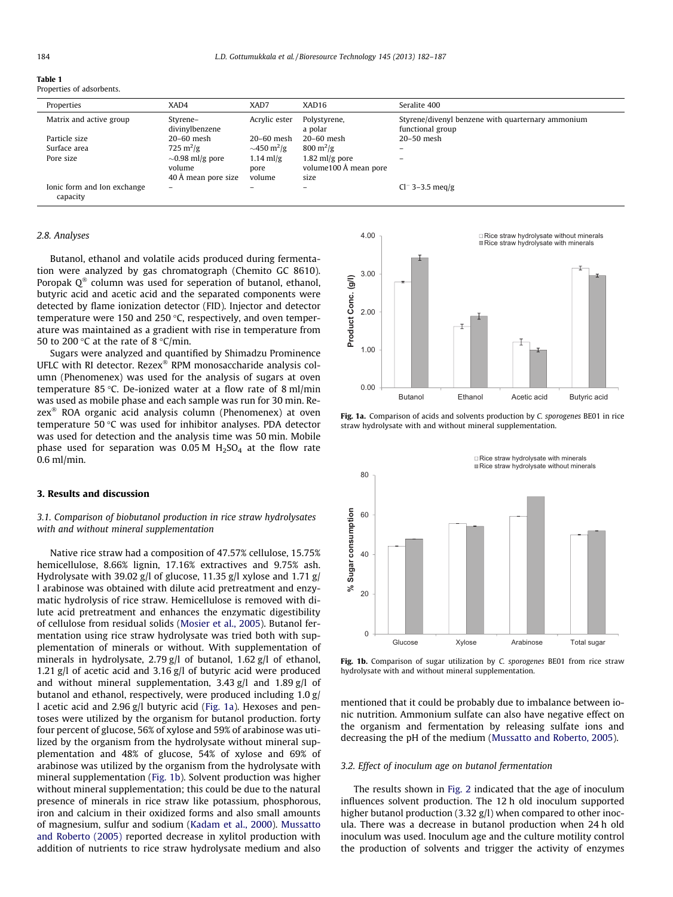**Table 1**
Properties of adsorbents.

| Properties | XAD4 | XAD7 | XAD16 | Seralite 400 |
|---|---|---|---|---|
| Matrix and active group | Styrene–divinylbenzene | Acrylic ester | Polystyrene, a polar | Styrene/divenyl benzene with quarternary ammonium functional group |
| Particle size | 20–60 mesh | 20–60 mesh | 20–60 mesh | 20–50 mesh |
| Surface area | 725 $m^2/g$ | ~450 $m^2/g$ | 800 $m^2/g$ | – |
| Pore size | ~0.98 ml/g pore volume 40 Å mean pore size | 1.14 ml/g pore volume | 1.82 ml/g pore volume100 Å mean pore size | – |
| Ionic form and Ion exchange capacity | – | – | – | $Cl^-$ 3–3.5 meq/g |

### 2.8. Analyses

Butanol, ethanol and volatile acids produced during fermentation were analyzed by gas chromatograph (Chemito GC 8610). Poropak Q® column was used for seperation of butanol, ethanol, butyric acid and acetic acid and the separated components were detected by flame ionization detector (FID). Injector and detector temperature were 150 and 250 °C, respectively, and oven temperature was maintained as a gradient with rise in temperature from 50 to 200 °C at the rate of 8 °C/min.

Sugars were analyzed and quantified by Shimadzu Prominence UFLC with RI detector. Rezex® RPM monosaccharide analysis column (Phenomenex) was used for the analysis of sugars at oven temperature 85 °C. De-ionized water at a flow rate of 8 ml/min was used as mobile phase and each sample was run for 30 min. Rezex® ROA organic acid analysis column (Phenomenex) at oven temperature 50 °C was used for inhibitor analyses. PDA detector was used for detection and the analysis time was 50 min. Mobile phase used for separation was 0.05 M $H_2SO_4$ at the flow rate 0.6 ml/min.

## 3. Results and discussion

### 3.1. Comparison of biobutanol production in rice straw hydrolysates with and without mineral supplementation

Native rice straw had a composition of 47.57% cellulose, 15.75% hemicellulose, 8.66% lignin, 17.16% extractives and 9.75% ash. Hydrolysate with 39.02 g/l of glucose, 11.35 g/l xylose and 1.71 g/l arabinose was obtained with dilute acid pretreatment and enzymatic hydrolysis of rice straw. Hemicellulose is removed with dilute acid pretreatment and enhances the enzymatic digestibility of cellulose from residual solids (Mosier et al., 2005). Butanol fermentation using rice straw hydrolysate was tried both with supplementation of minerals or without. With supplementation of minerals in hydrolysate, 2.79 g/l of butanol, 1.62 g/l of ethanol, 1.21 g/l of acetic acid and 3.16 g/l of butyric acid were produced and without mineral supplementation, 3.43 g/l and 1.89 g/l of butanol and ethanol, respectively, were produced including 1.0 g/l acetic acid and 2.96 g/l butyric acid (Fig. 1a). Hexoses and pentoses were utilized by the organism for butanol production. forty four percent of glucose, 56% of xylose and 59% of arabinose was utilized by the organism from the hydrolysate without mineral supplementation and 48% of glucose, 54% of xylose and 69% of arabinose was utilized by the organism from the hydrolysate with mineral supplementation (Fig. 1b). Solvent production was higher without mineral supplementation; this could be due to the natural presence of minerals in rice straw like potassium, phosphorous, iron and calcium in their oxidized forms and also small amounts of magnesium, sulfur and sodium (Kadam et al., 2000). Mussatto and Roberto (2005) reported decrease in xylitol production with addition of nutrients to rice straw hydrolysate medium and also mentioned that it could be probably due to imbalance between ionic nutrition. Ammonium sulfate can also have negative effect on the organism and fermentation by releasing sulfate ions and decreasing the pH of the medium (Mussatto and Roberto, 2005).

**Fig. 1a.** Comparison of acids and solvents production by *C. sporogenes* BE01 in rice straw hydrolysate with and without mineral supplementation.

**Fig. 1b.** Comparison of sugar utilization by *C. sporogenes* BE01 from rice straw hydrolysate with and without mineral supplementation.

### 3.2. Effect of inoculum age on butanol fermentation

The results shown in Fig. 2 indicated that the age of inoculum influences solvent production. The 12 h old inoculum supported higher butanol production (3.32 g/l) when compared to other inocula. There was a decrease in butanol production when 24 h old inoculum was used. Inoculum age and the culture motility control the production of solvents and trigger the activity of enzymes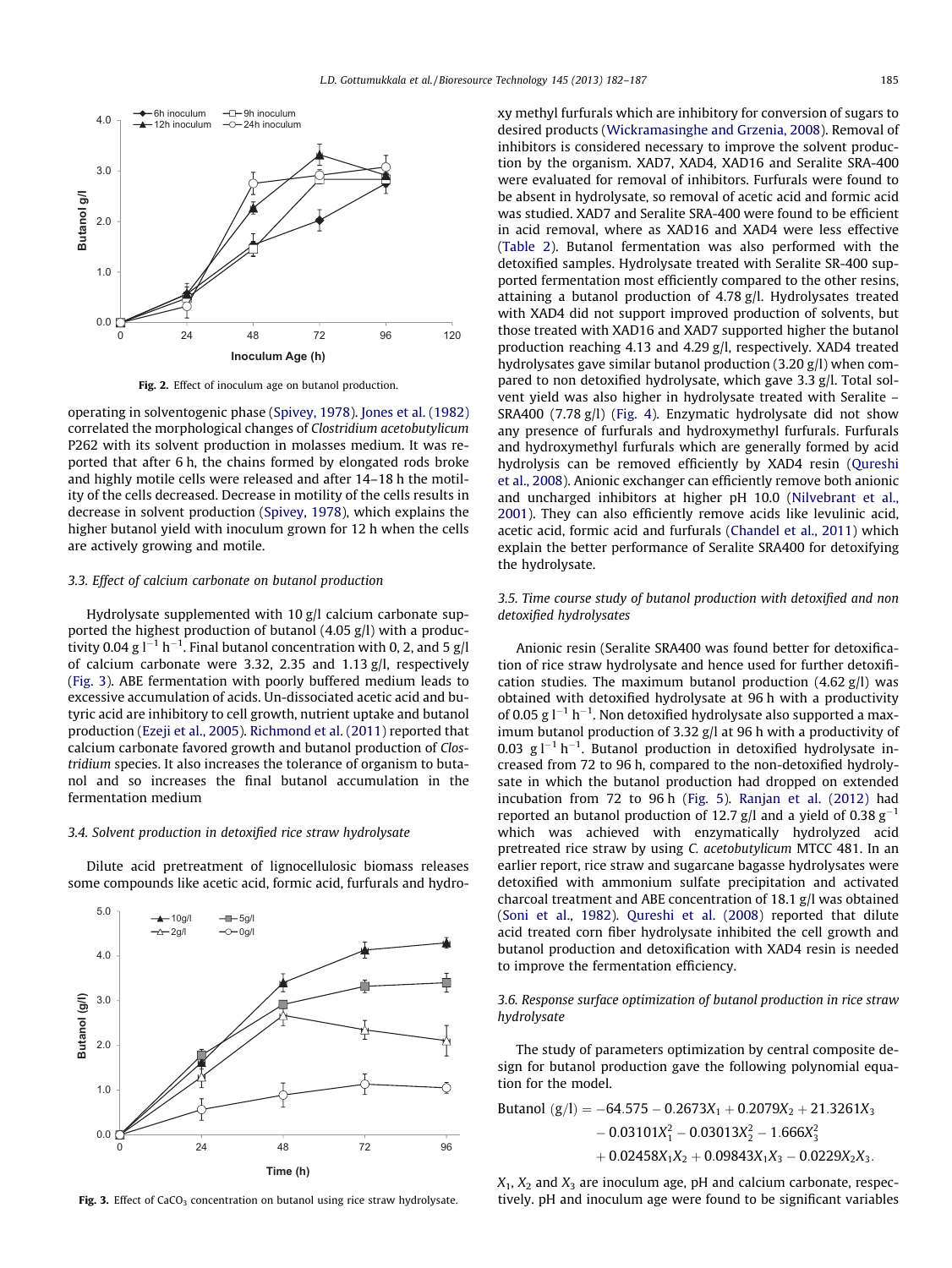Fig. 2. Effect of inoculum age on butanol production.

operating in solventogenic phase (Spivey, 1978). Jones et al. (1982) correlated the morphological changes of *Clostridium acetobutylicum* P262 with its solvent production in molasses medium. It was reported that after 6 h, the chains formed by elongated rods broke and highly motile cells were released and after 14–18 h the motility of the cells decreased. Decrease in motility of the cells results in decrease in solvent production (Spivey, 1978), which explains the higher butanol yield with inoculum grown for 12 h when the cells are actively growing and motile.

### 3.3. Effect of calcium carbonate on butanol production

Hydrolysate supplemented with 10 g/l calcium carbonate supported the highest production of butanol (4.05 g/l) with a productivity 0.04 g $l^{-1}$ $h^{-1}$. Final butanol concentration with 0, 2, and 5 g/l of calcium carbonate were 3.32, 2.35 and 1.13 g/l, respectively (Fig. 3). ABE fermentation with poorly buffered medium leads to excessive accumulation of acids. Un-dissociated acetic acid and butyric acid are inhibitory to cell growth, nutrient uptake and butanol production (Ezeji et al., 2005). Richmond et al. (2011) reported that calcium carbonate favored growth and butanol production of *Clostridium* species. It also increases the tolerance of organism to butanol and so increases the final butanol accumulation in the fermentation medium

### 3.4. Solvent production in detoxified rice straw hydrolysate

Dilute acid pretreatment of lignocellulosic biomass releases some compounds like acetic acid, formic acid, furfurals and hydroxy methyl furfurals which are inhibitory for conversion of sugars to desired products (Wickramasinghe and Grzenia, 2008). Removal of inhibitors is considered necessary to improve the solvent production by the organism. XAD7, XAD4, XAD16 and Seralite SRA-400 were evaluated for removal of inhibitors. Furfurals were found to be absent in hydrolysate, so removal of acetic acid and formic acid was studied. XAD7 and Seralite SRA-400 were found to be efficient in acid removal, where as XAD16 and XAD4 were less effective (Table 2). Butanol fermentation was also performed with the detoxified samples. Hydrolysate treated with Seralite SR-400 supported fermentation most efficiently compared to the other resins, attaining a butanol production of 4.78 g/l. Hydrolysates treated with XAD4 did not support improved production of solvents, but those treated with XAD16 and XAD7 supported higher the butanol production reaching 4.13 and 4.29 g/l, respectively. XAD4 treated hydrolysates gave similar butanol production (3.20 g/l) when compared to non detoxified hydrolysate, which gave 3.3 g/l. Total solvent yield was also higher in hydrolysate treated with Seralite – SRA400 (7.78 g/l) (Fig. 4). Enzymatic hydrolysate did not show any presence of furfurals and hydroxymethyl furfurals. Furfurals and hydroxymethyl furfurals which are generally formed by acid hydrolysis can be removed efficiently by XAD4 resin (Qureshi et al., 2008). Anionic exchanger can efficiently remove both anionic and uncharged inhibitors at higher pH 10.0 (Nilvebrant et al., 2001). They can also efficiently remove acids like levulinic acid, acetic acid, formic acid and furfurals (Chandel et al., 2011) which explain the better performance of Seralite SRA400 for detoxifying the hydrolysate.

### 3.5. Time course study of butanol production with detoxified and non detoxified hydrolysates

Anionic resin (Seralite SRA400 was found better for detoxification of rice straw hydrolysate and hence used for further detoxification studies. The maximum butanol production (4.62 g/l) was obtained with detoxified hydrolysate at 96 h with a productivity of 0.05 g $l^{-1}$ $h^{-1}$. Non detoxified hydrolysate also supported a maximum butanol production of 3.32 g/l at 96 h with a productivity of 0.03 g $l^{-1}$ $h^{-1}$. Butanol production in detoxified hydrolysate increased from 72 to 96 h, compared to the non-detoxified hydrolysate in which the butanol production had dropped on extended incubation from 72 to 96 h (Fig. 5). Ranjan et al. (2012) had reported an butanol production of 12.7 g/l and a yield of 0.38 $g^{-1}$ which was achieved with enzymatically hydrolyzed acid pretreated rice straw by using *C. acetobutylicum* MTCC 481. In an earlier report, rice straw and sugarcane bagasse hydrolysates were detoxified with ammonium sulfate precipitation and activated charcoal treatment and ABE concentration of 18.1 g/l was obtained (Soni et al., 1982). Qureshi et al. (2008) reported that dilute acid treated corn fiber hydrolysate inhibited the cell growth and butanol production and detoxification with XAD4 resin is needed to improve the fermentation efficiency.

### 3.6. Response surface optimization of butanol production in rice straw hydrolysate

The study of parameters optimization by central composite design for butanol production gave the following polynomial equation for the model.

$$\begin{aligned} \text{Butanol (g/l)} = & -64.575 - 0.2673X_1 + 0.2079X_2 + 21.3261X_3 \\ & - 0.03101X_1^2 - 0.03013X_2^2 - 1.666X_3^2 \\ & + 0.02458X_1X_2 + 0.09843X_1X_3 - 0.0229X_2X_3. \end{aligned}$$

$X_1$, $X_2$ and $X_3$ are inoculum age, pH and calcium carbonate, respectively. pH and inoculum age were found to be significant variables

Fig. 3. Effect of $CaCO_3$ concentration on butanol using rice straw hydrolysate.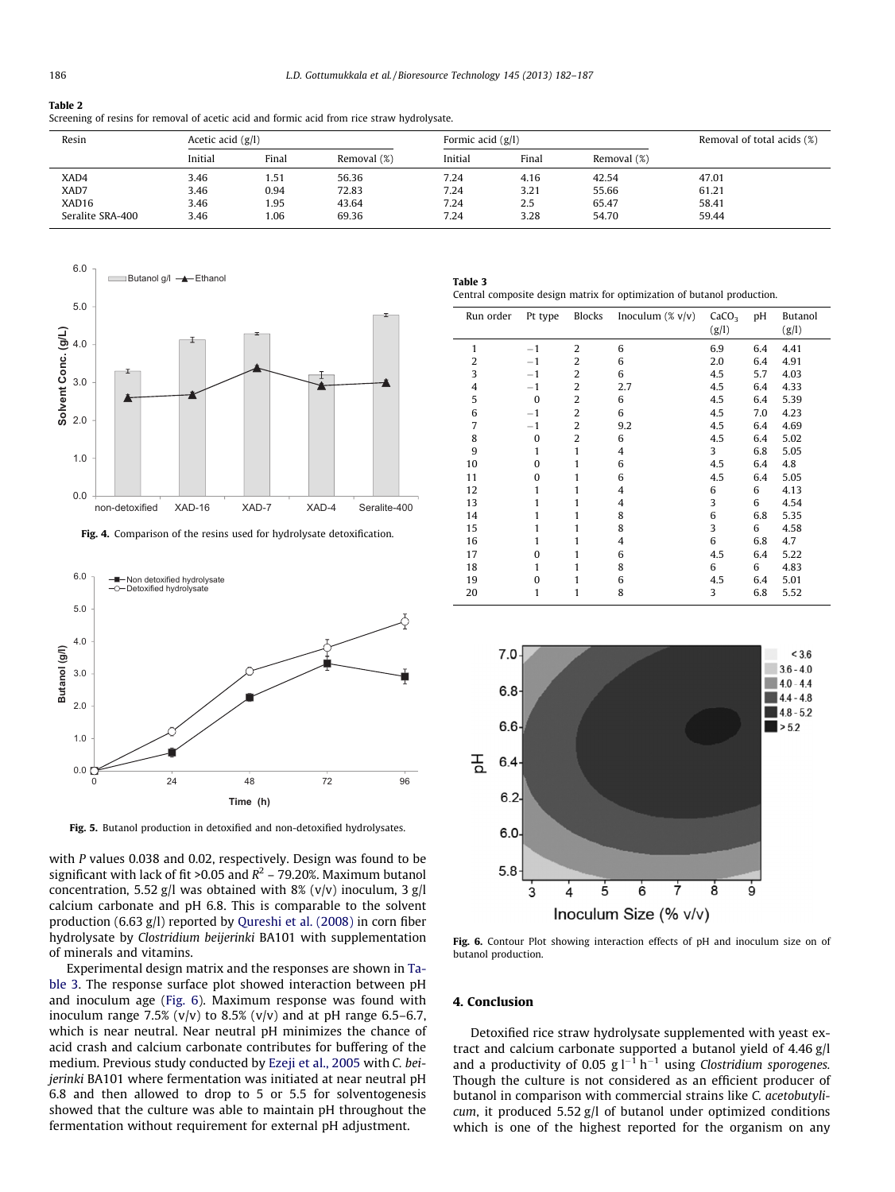**Table 2**
Screening of resins for removal of acetic acid and formic acid from rice straw hydrolysate.

| Resin | Acetic acid (g/l) | | | Formic acid (g/l) | | | Removal of total acids (%) |
|---|---|---|---|---|---|---|---|
| | Initial | Final | Removal (%) | Initial | Final | Removal (%) | |
| XAD4 | 3.46 | 1.51 | 56.36 | 7.24 | 4.16 | 42.54 | 47.01 |
| XAD7 | 3.46 | 0.94 | 72.83 | 7.24 | 3.21 | 55.66 | 61.21 |
| XAD16 | 3.46 | 1.95 | 43.64 | 7.24 | 2.5 | 65.47 | 58.41 |
| Seralite SRA-400 | 3.46 | 1.06 | 69.36 | 7.24 | 3.28 | 54.70 | 59.44 |

**Fig. 4.** Comparison of the resins used for hydrolysate detoxification.

**Fig. 5.** Butanol production in detoxified and non-detoxified hydrolysates.

with *P* values 0.038 and 0.02, respectively. Design was found to be significant with lack of fit >0.05 and $R^2$ – 79.20%. Maximum butanol concentration, 5.52 g/l was obtained with 8% (v/v) inoculum, 3 g/l calcium carbonate and pH 6.8. This is comparable to the solvent production (6.63 g/l) reported by Qureshi et al. (2008) in corn fiber hydrolysate by *Clostridium beijerinki* BA101 with supplementation of minerals and vitamins.

Experimental design matrix and the responses are shown in Table 3. The response surface plot showed interaction between pH and inoculum age (Fig. 6). Maximum response was found with inoculum range 7.5% (v/v) to 8.5% (v/v) and at pH range 6.5–6.7, which is near neutral. Near neutral pH minimizes the chance of acid crash and calcium carbonate contributes for buffering of the medium. Previous study conducted by Ezeji et al., 2005 with *C. beijerinki* BA101 where fermentation was initiated at near neutral pH 6.8 and then allowed to drop to 5 or 5.5 for solventogenesis showed that the culture was able to maintain pH throughout the fermentation without requirement for external pH adjustment.

**Table 3**
Central composite design matrix for optimization of butanol production.

| Run order | Pt type | Blocks | Inoculum (% v/v) | $CaCO_3$ (g/l) | pH | Butanol (g/l) |
|---|---|---|---|---|---|---|
| 1 | −1 | 2 | 6 | 6.9 | 6.4 | 4.41 |
| 2 | −1 | 2 | 6 | 2.0 | 6.4 | 4.91 |
| 3 | −1 | 2 | 6 | 4.5 | 5.7 | 4.03 |
| 4 | −1 | 2 | 2.7 | 4.5 | 6.4 | 4.33 |
| 5 | 0 | 2 | 6 | 4.5 | 6.4 | 5.39 |
| 6 | −1 | 2 | 6 | 4.5 | 7.0 | 4.23 |
| 7 | −1 | 2 | 9.2 | 4.5 | 6.4 | 4.69 |
| 8 | 0 | 2 | 6 | 4.5 | 6.4 | 5.02 |
| 9 | 1 | 1 | 4 | 3 | 6.8 | 5.05 |
| 10 | 0 | 1 | 6 | 4.5 | 6.4 | 4.8 |
| 11 | 0 | 1 | 6 | 4.5 | 6.4 | 5.05 |
| 12 | 1 | 1 | 4 | 6 | 6 | 4.13 |
| 13 | 1 | 1 | 4 | 3 | 6 | 4.54 |
| 14 | 1 | 1 | 8 | 6 | 6.8 | 5.35 |
| 15 | 1 | 1 | 8 | 3 | 6 | 4.58 |
| 16 | 1 | 1 | 4 | 6 | 6.8 | 4.7 |
| 17 | 0 | 1 | 6 | 4.5 | 6.4 | 5.22 |
| 18 | 1 | 1 | 8 | 6 | 6 | 4.83 |
| 19 | 0 | 1 | 6 | 4.5 | 6.4 | 5.01 |
| 20 | 1 | 1 | 8 | 3 | 6.8 | 5.52 |

**Fig. 6.** Contour Plot showing interaction effects of pH and inoculum size on of butanol production.

## 4. Conclusion

Detoxified rice straw hydrolysate supplemented with yeast extract and calcium carbonate supported a butanol yield of 4.46 g/l and a productivity of 0.05 $g\,l^{-1}\,h^{-1}$ using *Clostridium sporogenes*. Though the culture is not considered as an efficient producer of butanol in comparison with commercial strains like *C. acetobutylicum*, it produced 5.52 g/l of butanol under optimized conditions which is one of the highest reported for the organism on any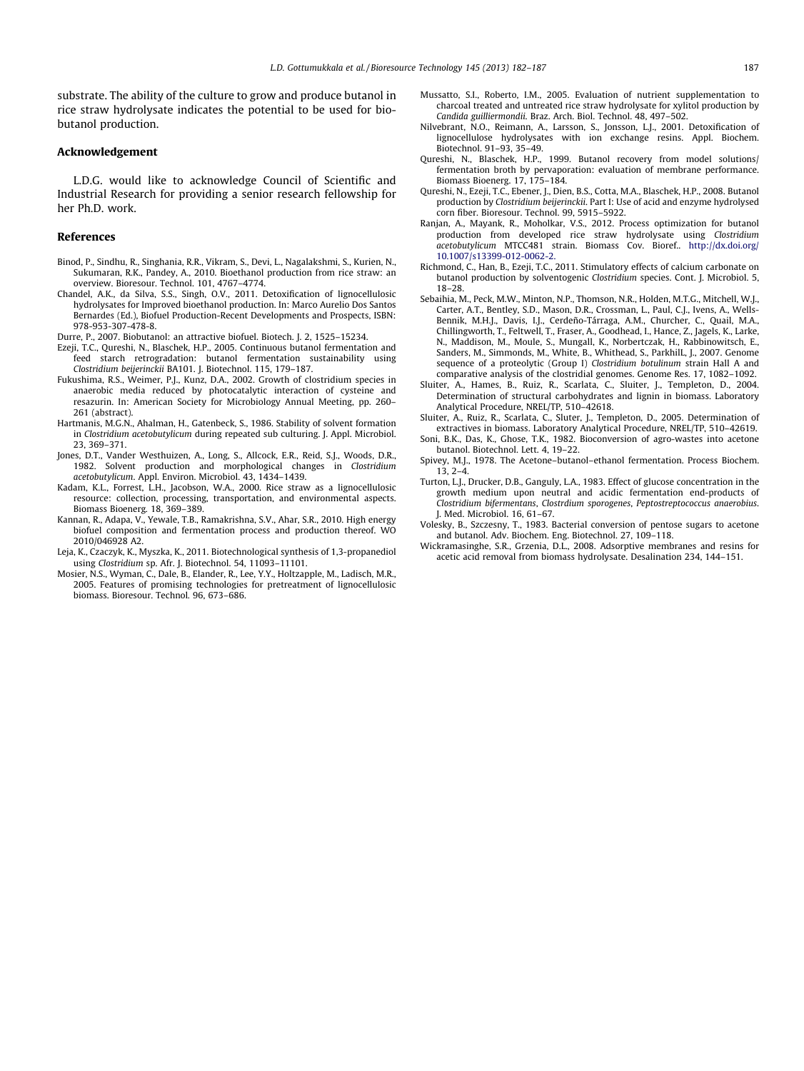substrate. The ability of the culture to grow and produce butanol in rice straw hydrolysate indicates the potential to be used for bio-butanol production.

## Acknowledgement

L.D.G. would like to acknowledge Council of Scientific and Industrial Research for providing a senior research fellowship for her Ph.D. work.

## References

Binod, P., Sindhu, R., Singhania, R.R., Vikram, S., Devi, L., Nagalakshmi, S., Kurien, N., Sukumaran, R.K., Pandey, A., 2010. Bioethanol production from rice straw: an overview. Bioresour. Technol. 101, 4767–4774.

Chandel, A.K., da Silva, S.S., Singh, O.V., 2011. Detoxification of lignocellulosic hydrolysates for Improved bioethanol production. In: Marco Aurelio Dos Santos Bernardes (Ed.), Biofuel Production-Recent Developments and Prospects, ISBN: 978-953-307-478-8.

Durre, P., 2007. Biobutanol: an attractive biofuel. Biotech. J. 2, 1525–15234.

Ezeji, T.C., Qureshi, N., Blaschek, H.P., 2005. Continuous butanol fermentation and feed starch retrogradation: butanol fermentation sustainability using *Clostridium beijerinckii* BA101. J. Biotechnol. 115, 179–187.

Fukushima, R.S., Weimer, P.J., Kunz, D.A., 2002. Growth of clostridium species in anaerobic media reduced by photocatalytic interaction of cysteine and resazurin. In: American Society for Microbiology Annual Meeting, pp. 260–261 (abstract).

Hartmanis, M.G.N., Ahalman, H., Gatenbeck, S., 1986. Stability of solvent formation in *Clostridium acetobutylicum* during repeated sub culturing. J. Appl. Microbiol. 23, 369–371.

Jones, D.T., Vander Westhuizen, A., Long, S., Allcock, E.R., Reid, S.J., Woods, D.R., 1982. Solvent production and morphological changes in *Clostridium acetobutylicum*. Appl. Environ. Microbiol. 43, 1434–1439.

Kadam, K.L., Forrest, L.H., Jacobson, W.A., 2000. Rice straw as a lignocellulosic resource: collection, processing, transportation, and environmental aspects. Biomass Bioenerg. 18, 369–389.

Kannan, R., Adapa, V., Yewale, T.B., Ramakrishna, S.V., Ahar, S.R., 2010. High energy biofuel composition and fermentation process and production thereof. WO 2010/046928 A2.

Leja, K., Czaczyk, K., Myszka, K., 2011. Biotechnological synthesis of 1,3-propanediol using *Clostridium* sp. Afr. J. Biotechnol. 54, 11093–11101.

Mosier, N.S., Wyman, C., Dale, B., Elander, R., Lee, Y.Y., Holtzapple, M., Ladisch, M.R., 2005. Features of promising technologies for pretreatment of lignocellulosic biomass. Bioresour. Technol. 96, 673–686.

Mussatto, S.I., Roberto, I.M., 2005. Evaluation of nutrient supplementation to charcoal treated and untreated rice straw hydrolysate for xylitol production by *Candida guilliermondii*. Braz. Arch. Biol. Technol. 48, 497–502.

Nilvebrant, N.O., Reimann, A., Larsson, S., Jonsson, L.J., 2001. Detoxification of lignocellulose hydrolysates with ion exchange resins. Appl. Biochem. Biotechnol. 91–93, 35–49.

Qureshi, N., Blaschek, H.P., 1999. Butanol recovery from model solutions/fermentation broth by pervaporation: evaluation of membrane performance. Biomass Bioenerg. 17, 175–184.

Qureshi, N., Ezeji, T.C., Ebener, J., Dien, B.S., Cotta, M.A., Blaschek, H.P., 2008. Butanol production by *Clostridium beijerinckii*. Part I: Use of acid and enzyme hydrolysed corn fiber. Bioresour. Technol. 99, 5915–5922.

Ranjan, A., Mayank, R., Moholkar, V.S., 2012. Process optimization for butanol production from developed rice straw hydrolysate using *Clostridium acetobutylicum* MTCC481 strain. Biomass Cov. Bioref.. http://dx.doi.org/10.1007/s13399-012-0062-2.

Richmond, C., Han, B., Ezeji, T.C., 2011. Stimulatory effects of calcium carbonate on butanol production by solventogenic *Clostridium* species. Cont. J. Microbiol. 5, 18–28.

Sebaihia, M., Peck, M.W., Minton, N.P., Thomson, N.R., Holden, M.T.G., Mitchell, W.J., Carter, A.T., Bentley, S.D., Mason, D.R., Crossman, L., Paul, C.J., Ivens, A., Wells-Bennik, M.H.J., Davis, I.J., Cerdeño-Tárraga, A.M., Churcher, C., Quail, M.A., Chillingworth, T., Feltwell, T., Fraser, A., Goodhead, I., Hance, Z., Jagels, K., Larke, N., Maddison, M., Moule, S., Mungall, K., Norbertczak, H., Rabbinowitsch, E., Sanders, M., Simmonds, M., White, B., Whithead, S., ParkhilL, J., 2007. Genome sequence of a proteolytic (Group I) *Clostridium botulinum* strain Hall A and comparative analysis of the clostridial genomes. Genome Res. 17, 1082–1092.

Sluiter, A., Hames, B., Ruiz, R., Scarlata, C., Sluiter, J., Templeton, D., 2004. Determination of structural carbohydrates and lignin in biomass. Laboratory Analytical Procedure, NREL/TP, 510–42618.

Sluiter, A., Ruiz, R., Scarlata, C., Sluter, J., Templeton, D., 2005. Determination of extractives in biomass. Laboratory Analytical Procedure, NREL/TP, 510–42619.

Soni, B.K., Das, K., Ghose, T.K., 1982. Bioconversion of agro-wastes into acetone butanol. Biotechnol. Lett. 4, 19–22.

Spivey, M.J., 1978. The Acetone–butanol–ethanol fermentation. Process Biochem. 13, 2–4.

Turton, L.J., Drucker, D.B., Ganguly, L.A., 1983. Effect of glucose concentration in the growth medium upon neutral and acidic fermentation end-products of *Clostridium bifermentans*, *Clostrdium sporogenes*, *Peptostreptococcus anaerobius*. J. Med. Microbiol. 16, 61–67.

Volesky, B., Szczesny, T., 1983. Bacterial conversion of pentose sugars to acetone and butanol. Adv. Biochem. Eng. Biotechnol. 27, 109–118.

Wickramasinghe, S.R., Grzenia, D.L., 2008. Adsorptive membranes and resins for acetic acid removal from biomass hydrolysate. Desalination 234, 144–151.